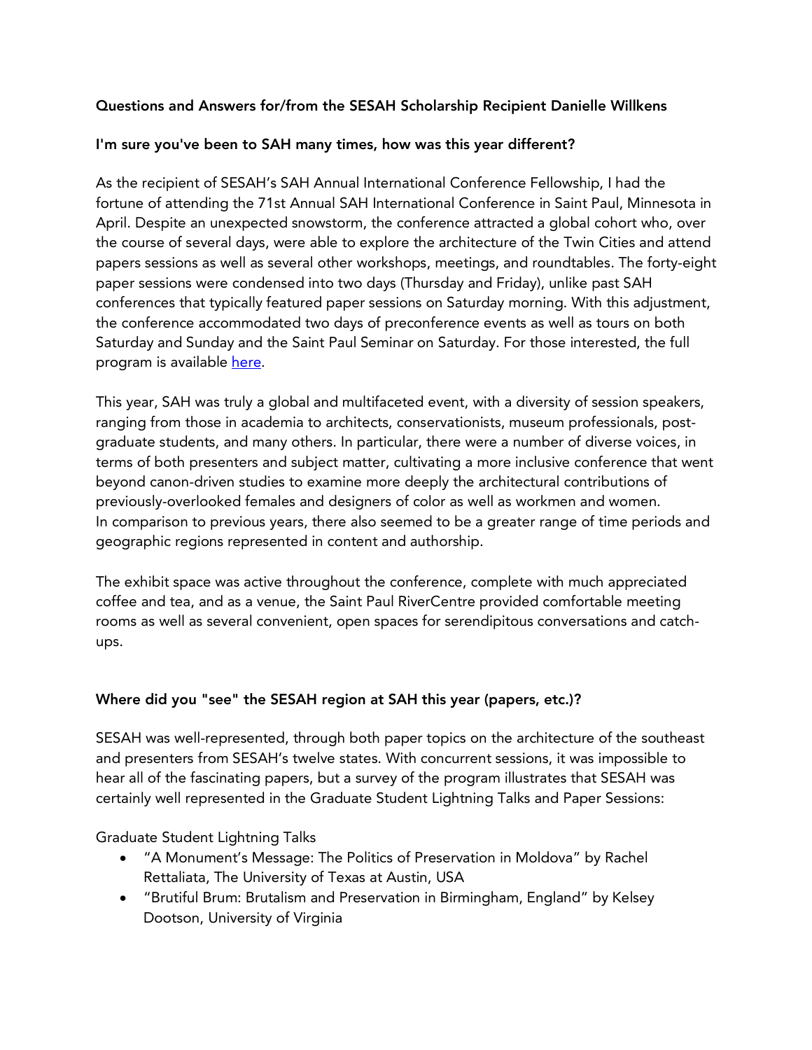## Questions and Answers for/from the SESAH Scholarship Recipient Danielle Willkens

### I'm sure you've been to SAH many times, how was this year different?

As the recipient of SESAH's SAH Annual International Conference Fellowship, I had the fortune of attending the 71st Annual SAH International Conference in Saint Paul, Minnesota in April. Despite an unexpected snowstorm, the conference attracted a global cohort who, over the course of several days, were able to explore the architecture of the Twin Cities and attend papers sessions as well as several other workshops, meetings, and roundtables. The forty-eight paper sessions were condensed into two days (Thursday and Friday), unlike past SAH conferences that typically featured paper sessions on Saturday morning. With this adjustment, the conference accommodated two days of preconference events as well as tours on both Saturday and Sunday and the Saint Paul Seminar on Saturday. For those interested, the full program is available [here](here).

This year, SAH was truly a global and multifaceted event, with a diversity of session speakers, ranging from those in academia to architects, conservationists, museum professionals, post-graduate students, and many others. In particular, there were a number of diverse voices, in terms of both presenters and subject matter, cultivating a more inclusive conference that went beyond canon-driven studies to examine more deeply the architectural contributions of previously-overlooked females and designers of color as well as workmen and women. In comparison to previous years, there also seemed to be a greater range of time periods and geographic regions represented in content and authorship.

The exhibit space was active throughout the conference, complete with much appreciated coffee and tea, and as a venue, the Saint Paul RiverCentre provided comfortable meeting rooms as well as several convenient, open spaces for serendipitous conversations and catch-ups.

### Where did you "see" the SESAH region at SAH this year (papers, etc.)?

SESAH was well-represented, through both paper topics on the architecture of the southeast and presenters from SESAH's twelve states. With concurrent sessions, it was impossible to hear all of the fascinating papers, but a survey of the program illustrates that SESAH was certainly well represented in the Graduate Student Lightning Talks and Paper Sessions:

Graduate Student Lightning Talks

- "A Monument's Message: The Politics of Preservation in Moldova" by Rachel Rettaliata, The University of Texas at Austin, USA
- "Brutiful Brum: Brutalism and Preservation in Birmingham, England" by Kelsey Dootson, University of Virginia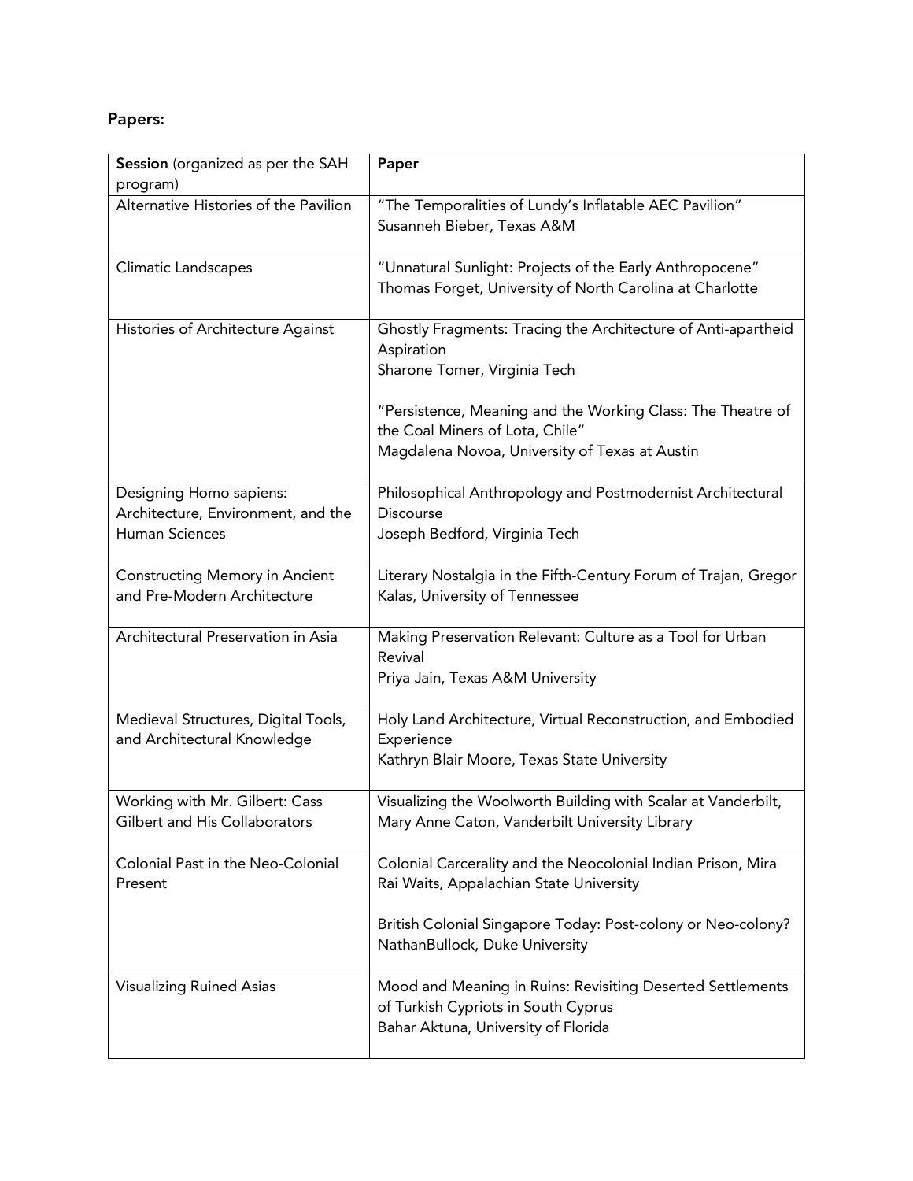**Papers:**

| **Session** (organized as per the SAH program) | **Paper** |
| --- | --- |
| Alternative Histories of the Pavilion | "The Temporalities of Lundy's Inflatable AEC Pavilion"<br>Susanneh Bieber, Texas A&M |
| Climatic Landscapes | "Unnatural Sunlight: Projects of the Early Anthropocene"<br>Thomas Forget, University of North Carolina at Charlotte |
| Histories of Architecture Against | Ghostly Fragments: Tracing the Architecture of Anti-apartheid Aspiration<br>Sharone Tomer, Virginia Tech<br><br>"Persistence, Meaning and the Working Class: The Theatre of the Coal Miners of Lota, Chile"<br>Magdalena Novoa, University of Texas at Austin |
| Designing Homo sapiens: Architecture, Environment, and the Human Sciences | Philosophical Anthropology and Postmodernist Architectural Discourse<br>Joseph Bedford, Virginia Tech |
| Constructing Memory in Ancient and Pre-Modern Architecture | Literary Nostalgia in the Fifth-Century Forum of Trajan, Gregor Kalas, University of Tennessee |
| Architectural Preservation in Asia | Making Preservation Relevant: Culture as a Tool for Urban Revival<br>Priya Jain, Texas A&M University |
| Medieval Structures, Digital Tools, and Architectural Knowledge | Holy Land Architecture, Virtual Reconstruction, and Embodied Experience<br>Kathryn Blair Moore, Texas State University |
| Working with Mr. Gilbert: Cass Gilbert and His Collaborators | Visualizing the Woolworth Building with Scalar at Vanderbilt, Mary Anne Caton, Vanderbilt University Library |
| Colonial Past in the Neo-Colonial Present | Colonial Carcerality and the Neocolonial Indian Prison, Mira Rai Waits, Appalachian State University<br><br>British Colonial Singapore Today: Post-colony or Neo-colony?<br>NathanBullock, Duke University |
| Visualizing Ruined Asias | Mood and Meaning in Ruins: Revisiting Deserted Settlements of Turkish Cypriots in South Cyprus<br>Bahar Aktuna, University of Florida |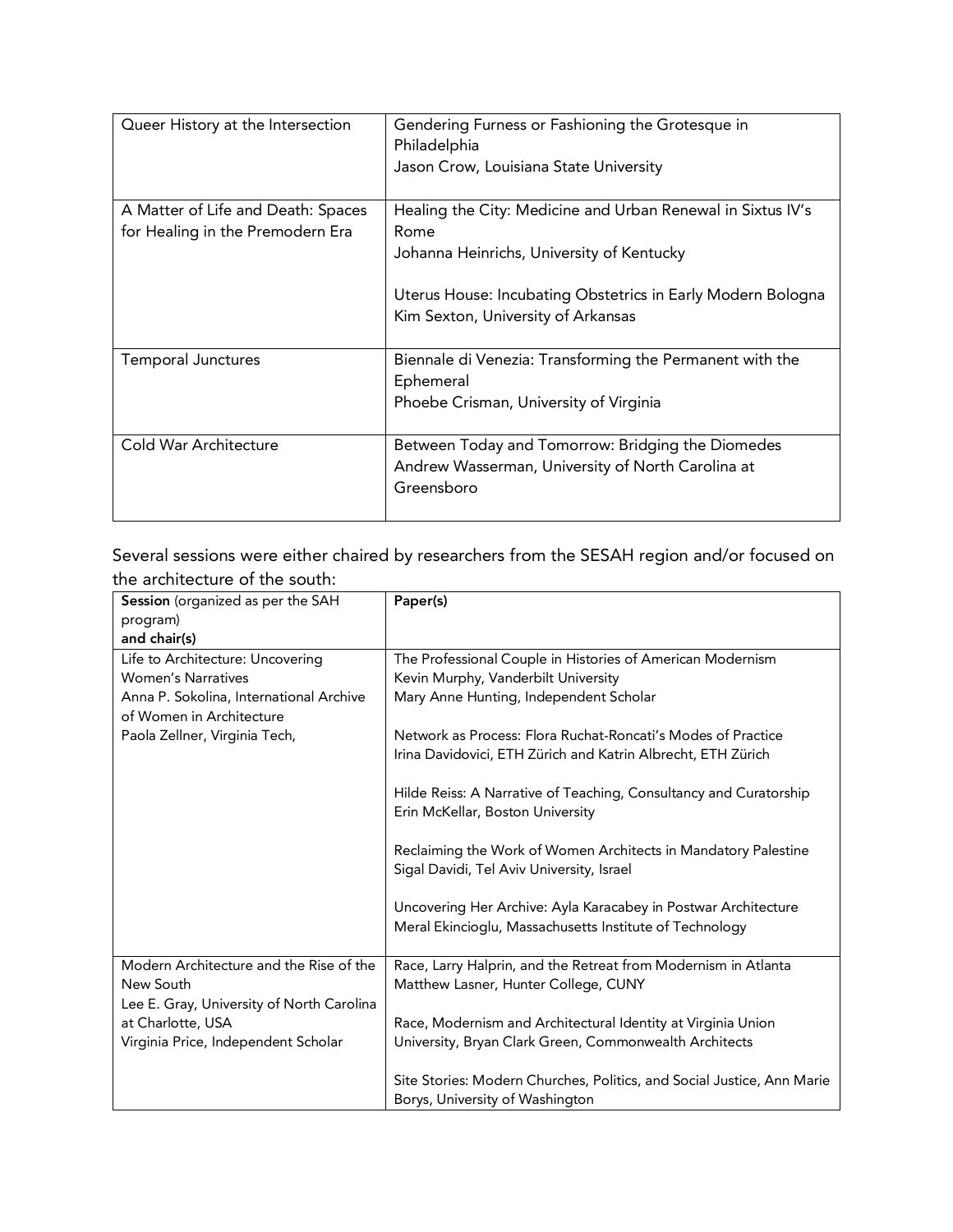| | |
|---|---|
| Queer History at the Intersection | Gendering Furness or Fashioning the Grotesque in Philadelphia<br>Jason Crow, Louisiana State University |
| A Matter of Life and Death: Spaces for Healing in the Premodern Era | Healing the City: Medicine and Urban Renewal in Sixtus IV's Rome<br>Johanna Heinrichs, University of Kentucky<br><br>Uterus House: Incubating Obstetrics in Early Modern Bologna<br>Kim Sexton, University of Arkansas |
| Temporal Junctures | Biennale di Venezia: Transforming the Permanent with the Ephemeral<br>Phoebe Crisman, University of Virginia |
| Cold War Architecture | Between Today and Tomorrow: Bridging the Diomedes<br>Andrew Wasserman, University of North Carolina at Greensboro |

Several sessions were either chaired by researchers from the SESAH region and/or focused on the architecture of the south:

| **Session** (organized as per the SAH program) **and chair(s)** | **Paper(s)** |
|---|---|
| Life to Architecture: Uncovering Women's Narratives<br>Anna P. Sokolina, International Archive of Women in Architecture<br>Paola Zellner, Virginia Tech, | The Professional Couple in Histories of American Modernism<br>Kevin Murphy, Vanderbilt University<br>Mary Anne Hunting, Independent Scholar<br><br>Network as Process: Flora Ruchat-Roncati's Modes of Practice<br>Irina Davidovici, ETH Zürich and Katrin Albrecht, ETH Zürich<br><br>Hilde Reiss: A Narrative of Teaching, Consultancy and Curatorship<br>Erin McKellar, Boston University<br><br>Reclaiming the Work of Women Architects in Mandatory Palestine<br>Sigal Davidi, Tel Aviv University, Israel<br><br>Uncovering Her Archive: Ayla Karacabey in Postwar Architecture<br>Meral Ekincioglu, Massachusetts Institute of Technology |
| Modern Architecture and the Rise of the New South<br>Lee E. Gray, University of North Carolina at Charlotte, USA<br>Virginia Price, Independent Scholar | Race, Larry Halprin, and the Retreat from Modernism in Atlanta<br>Matthew Lasner, Hunter College, CUNY<br><br>Race, Modernism and Architectural Identity at Virginia Union University, Bryan Clark Green, Commonwealth Architects<br><br>Site Stories: Modern Churches, Politics, and Social Justice, Ann Marie Borys, University of Washington |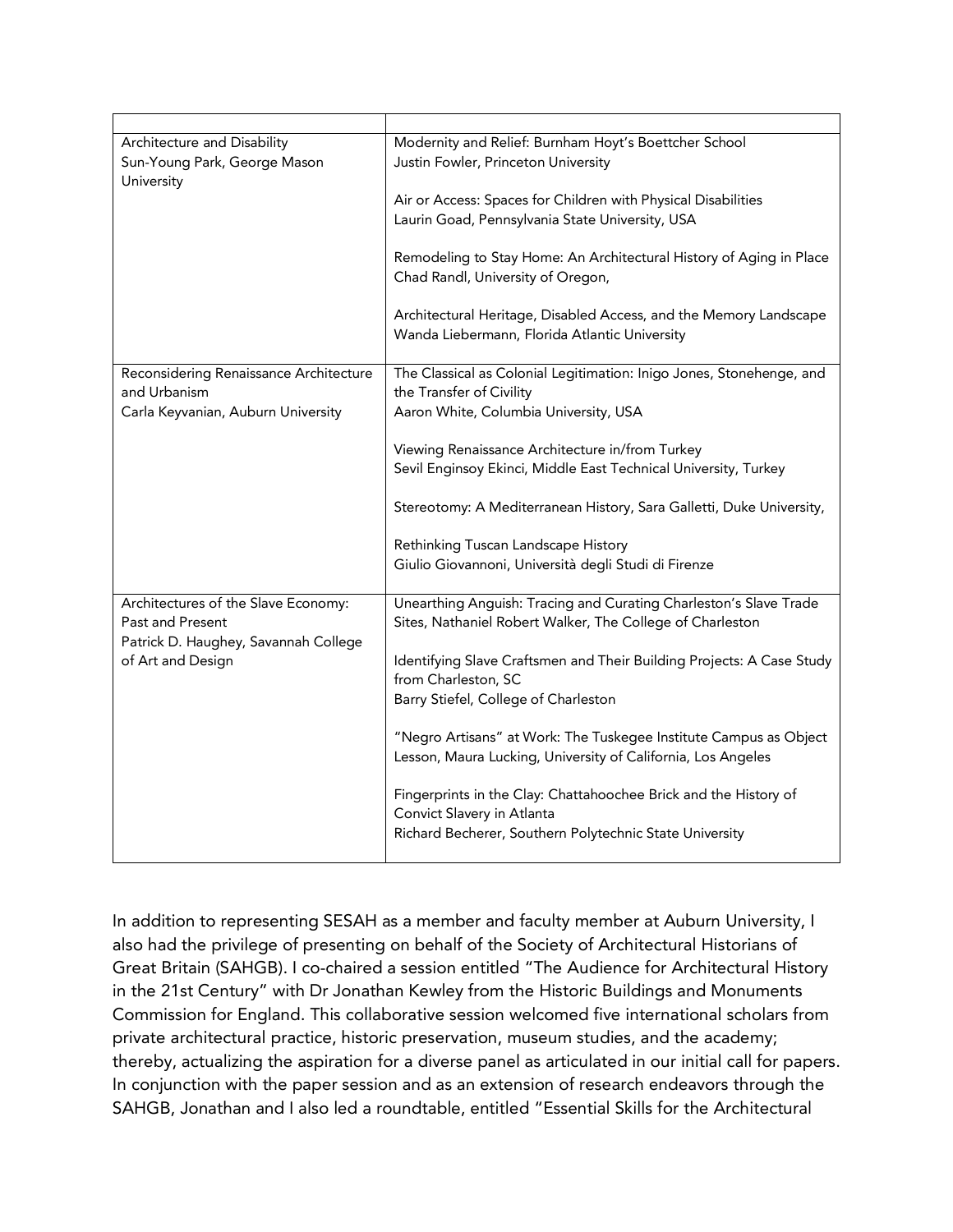| | |
|---|---|
| Architecture and Disability<br>Sun-Young Park, George Mason University | Modernity and Relief: Burnham Hoyt's Boettcher School<br>Justin Fowler, Princeton University<br><br>Air or Access: Spaces for Children with Physical Disabilities<br>Laurin Goad, Pennsylvania State University, USA<br><br>Remodeling to Stay Home: An Architectural History of Aging in Place<br>Chad Randl, University of Oregon,<br><br>Architectural Heritage, Disabled Access, and the Memory Landscape<br>Wanda Liebermann, Florida Atlantic University |
| Reconsidering Renaissance Architecture and Urbanism<br>Carla Keyvanian, Auburn University | The Classical as Colonial Legitimation: Inigo Jones, Stonehenge, and the Transfer of Civility<br>Aaron White, Columbia University, USA<br><br>Viewing Renaissance Architecture in/from Turkey<br>Sevil Enginsoy Ekinci, Middle East Technical University, Turkey<br><br>Stereotomy: A Mediterranean History, Sara Galletti, Duke University,<br><br>Rethinking Tuscan Landscape History<br>Giulio Giovannoni, Università degli Studi di Firenze |
| Architectures of the Slave Economy: Past and Present<br>Patrick D. Haughey, Savannah College of Art and Design | Unearthing Anguish: Tracing and Curating Charleston's Slave Trade Sites, Nathaniel Robert Walker, The College of Charleston<br><br>Identifying Slave Craftsmen and Their Building Projects: A Case Study from Charleston, SC<br>Barry Stiefel, College of Charleston<br><br>"Negro Artisans" at Work: The Tuskegee Institute Campus as Object Lesson, Maura Lucking, University of California, Los Angeles<br><br>Fingerprints in the Clay: Chattahoochee Brick and the History of Convict Slavery in Atlanta<br>Richard Becherer, Southern Polytechnic State University |

In addition to representing SESAH as a member and faculty member at Auburn University, I also had the privilege of presenting on behalf of the Society of Architectural Historians of Great Britain (SAHGB). I co-chaired a session entitled "The Audience for Architectural History in the 21st Century" with Dr Jonathan Kewley from the Historic Buildings and Monuments Commission for England. This collaborative session welcomed five international scholars from private architectural practice, historic preservation, museum studies, and the academy; thereby, actualizing the aspiration for a diverse panel as articulated in our initial call for papers. In conjunction with the paper session and as an extension of research endeavors through the SAHGB, Jonathan and I also led a roundtable, entitled "Essential Skills for the Architectural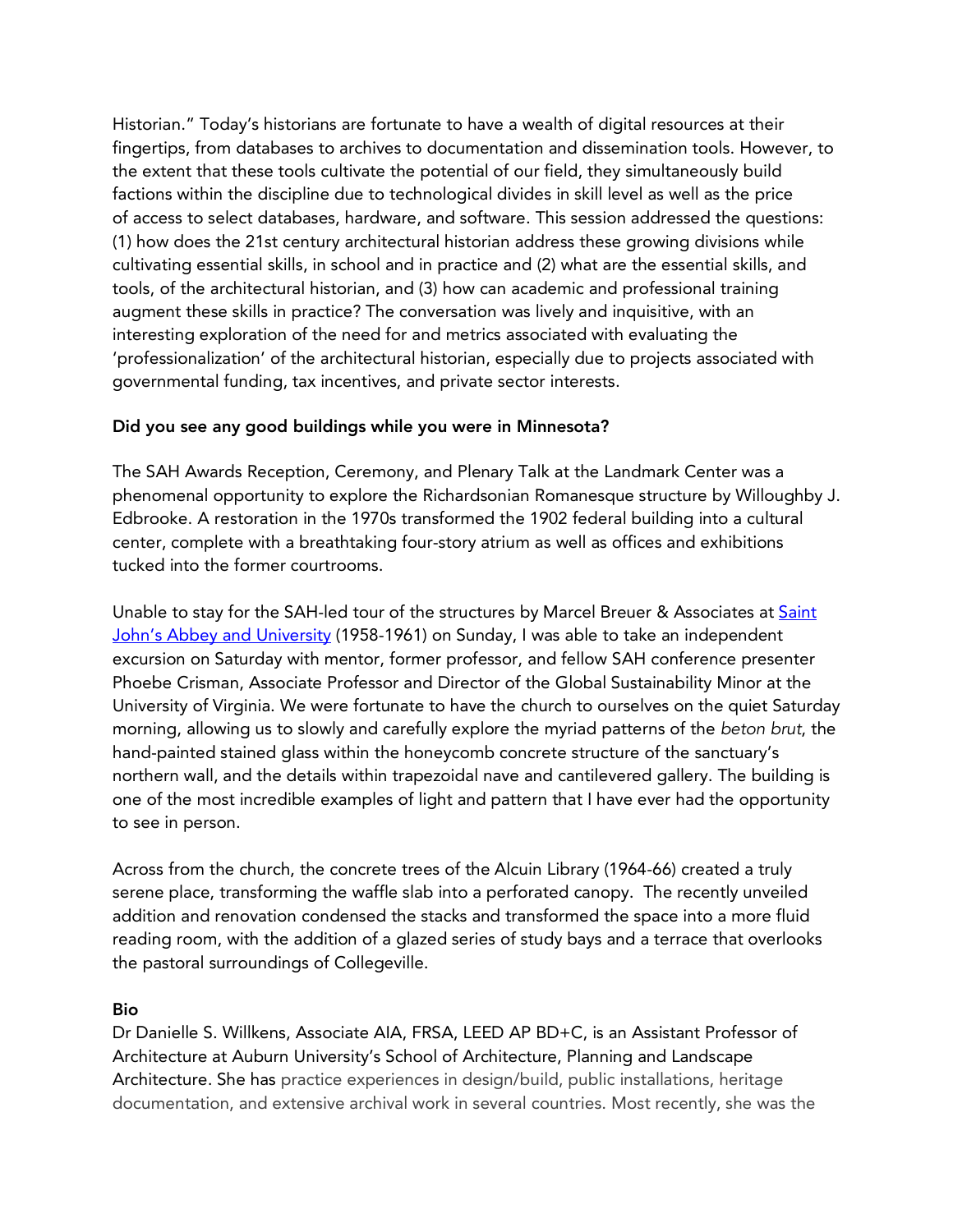Historian." Today's historians are fortunate to have a wealth of digital resources at their fingertips, from databases to archives to documentation and dissemination tools. However, to the extent that these tools cultivate the potential of our field, they simultaneously build factions within the discipline due to technological divides in skill level as well as the price of access to select databases, hardware, and software. This session addressed the questions: (1) how does the 21st century architectural historian address these growing divisions while cultivating essential skills, in school and in practice and (2) what are the essential skills, and tools, of the architectural historian, and (3) how can academic and professional training augment these skills in practice? The conversation was lively and inquisitive, with an interesting exploration of the need for and metrics associated with evaluating the 'professionalization' of the architectural historian, especially due to projects associated with governmental funding, tax incentives, and private sector interests.

**Did you see any good buildings while you were in Minnesota?**

The SAH Awards Reception, Ceremony, and Plenary Talk at the Landmark Center was a phenomenal opportunity to explore the Richardsonian Romanesque structure by Willoughby J. Edbrooke. A restoration in the 1970s transformed the 1902 federal building into a cultural center, complete with a breathtaking four-story atrium as well as offices and exhibitions tucked into the former courtrooms.

Unable to stay for the SAH-led tour of the structures by Marcel Breuer & Associates at [Saint John's Abbey and University]() (1958-1961) on Sunday, I was able to take an independent excursion on Saturday with mentor, former professor, and fellow SAH conference presenter Phoebe Crisman, Associate Professor and Director of the Global Sustainability Minor at the University of Virginia. We were fortunate to have the church to ourselves on the quiet Saturday morning, allowing us to slowly and carefully explore the myriad patterns of the *beton brut*, the hand-painted stained glass within the honeycomb concrete structure of the sanctuary's northern wall, and the details within trapezoidal nave and cantilevered gallery. The building is one of the most incredible examples of light and pattern that I have ever had the opportunity to see in person.

Across from the church, the concrete trees of the Alcuin Library (1964-66) created a truly serene place, transforming the waffle slab into a perforated canopy. The recently unveiled addition and renovation condensed the stacks and transformed the space into a more fluid reading room, with the addition of a glazed series of study bays and a terrace that overlooks the pastoral surroundings of Collegeville.

**Bio**
Dr Danielle S. Willkens, Associate AIA, FRSA, LEED AP BD+C, is an Assistant Professor of Architecture at Auburn University's School of Architecture, Planning and Landscape Architecture. She has practice experiences in design/build, public installations, heritage documentation, and extensive archival work in several countries. Most recently, she was the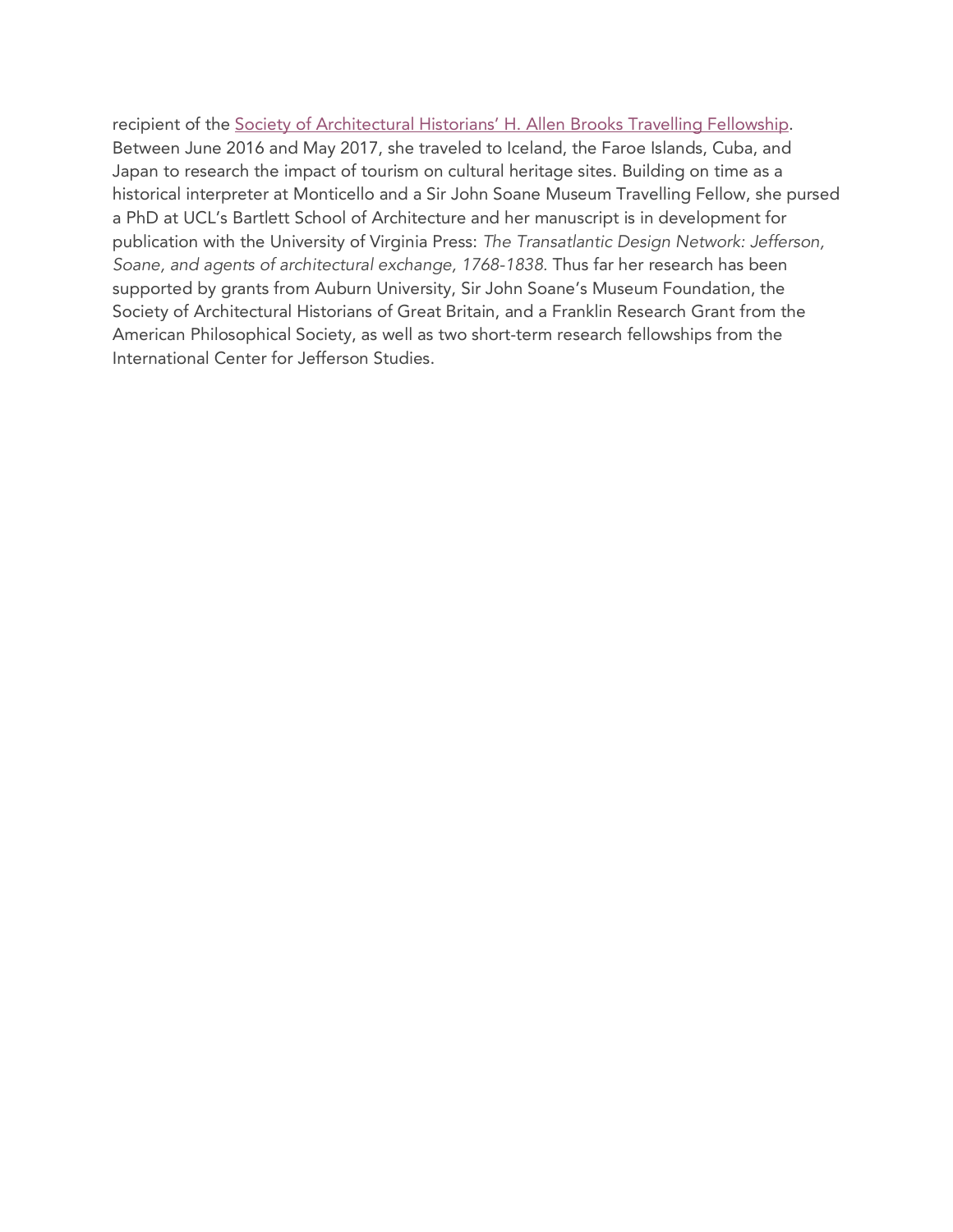recipient of the Society of Architectural Historians' H. Allen Brooks Travelling Fellowship. Between June 2016 and May 2017, she traveled to Iceland, the Faroe Islands, Cuba, and Japan to research the impact of tourism on cultural heritage sites. Building on time as a historical interpreter at Monticello and a Sir John Soane Museum Travelling Fellow, she pursed a PhD at UCL's Bartlett School of Architecture and her manuscript is in development for publication with the University of Virginia Press: *The Transatlantic Design Network: Jefferson, Soane, and agents of architectural exchange, 1768-1838.* Thus far her research has been supported by grants from Auburn University, Sir John Soane's Museum Foundation, the Society of Architectural Historians of Great Britain, and a Franklin Research Grant from the American Philosophical Society, as well as two short-term research fellowships from the International Center for Jefferson Studies.